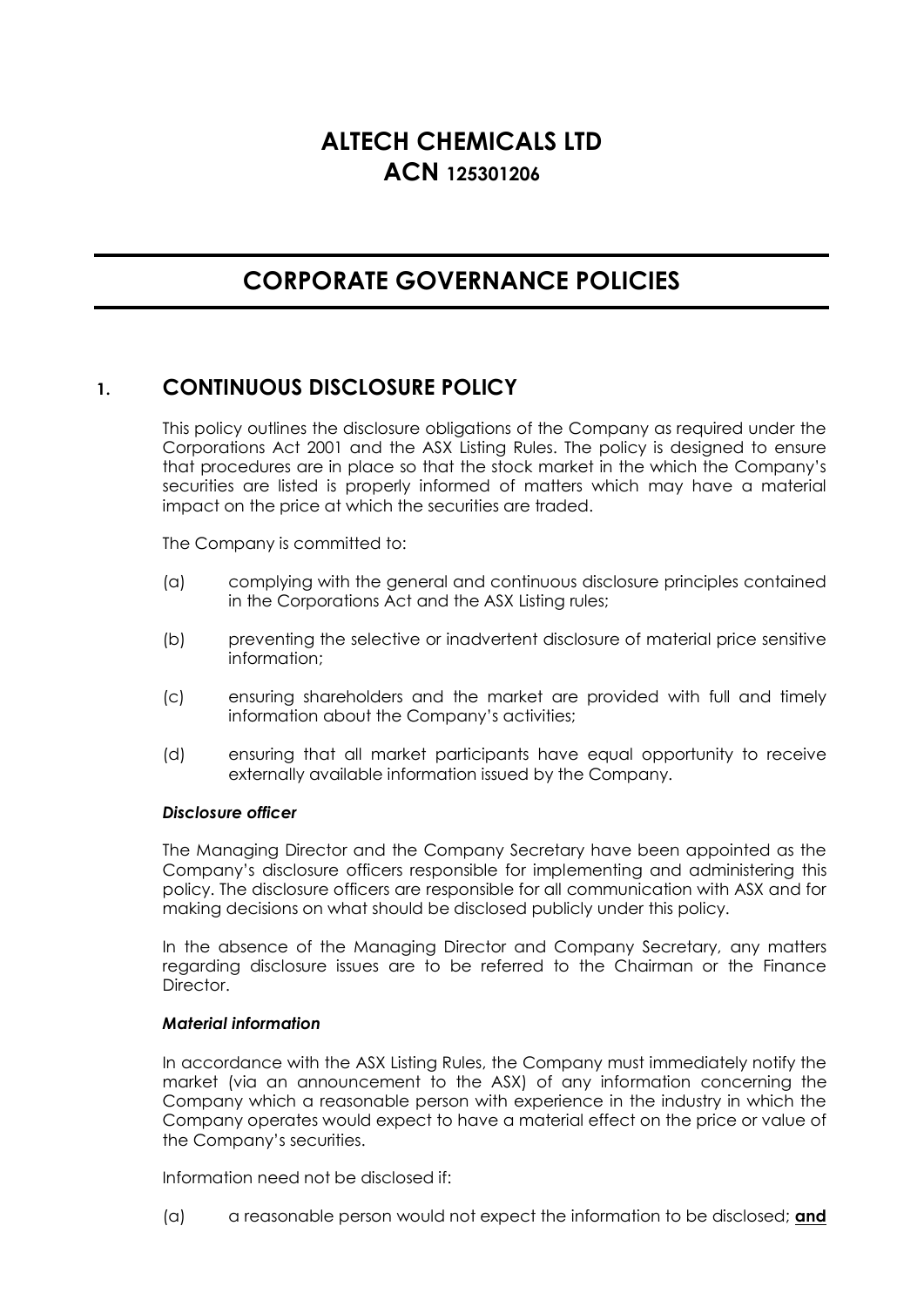# ALTECH CHEMICALS LTD
# ACN 125301206

## CORPORATE GOVERNANCE POLICIES

### 1. CONTINUOUS DISCLOSURE POLICY

This policy outlines the disclosure obligations of the Company as required under the Corporations Act 2001 and the ASX Listing Rules. The policy is designed to ensure that procedures are in place so that the stock market in the which the Company's securities are listed is properly informed of matters which may have a material impact on the price at which the securities are traded.

The Company is committed to:

(a) complying with the general and continuous disclosure principles contained in the Corporations Act and the ASX Listing rules;

(b) preventing the selective or inadvertent disclosure of material price sensitive information;

(c) ensuring shareholders and the market are provided with full and timely information about the Company's activities;

(d) ensuring that all market participants have equal opportunity to receive externally available information issued by the Company.

***Disclosure officer***

The Managing Director and the Company Secretary have been appointed as the Company's disclosure officers responsible for implementing and administering this policy. The disclosure officers are responsible for all communication with ASX and for making decisions on what should be disclosed publicly under this policy.

In the absence of the Managing Director and Company Secretary, any matters regarding disclosure issues are to be referred to the Chairman or the Finance Director.

***Material information***

In accordance with the ASX Listing Rules, the Company must immediately notify the market (via an announcement to the ASX) of any information concerning the Company which a reasonable person with experience in the industry in which the Company operates would expect to have a material effect on the price or value of the Company's securities.

Information need not be disclosed if:

(a) a reasonable person would not expect the information to be disclosed; **and**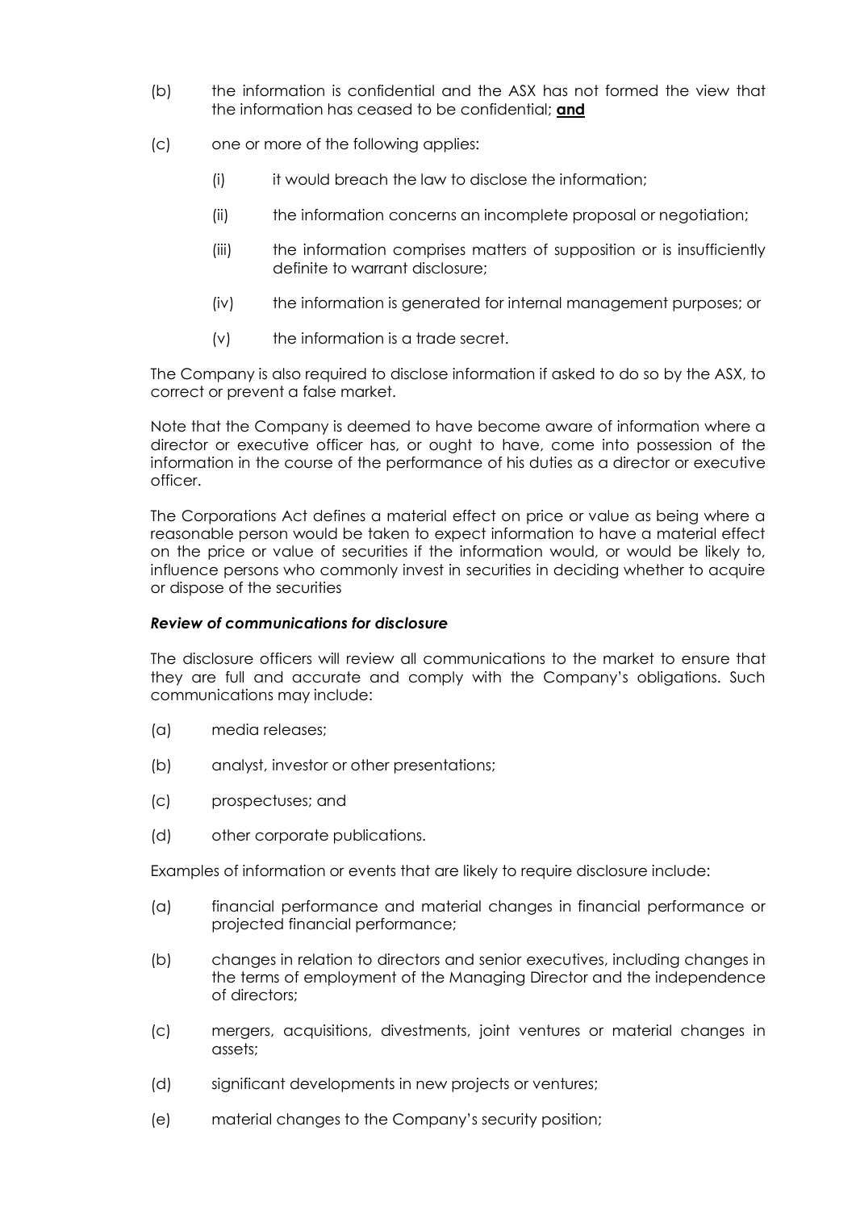(b) the information is confidential and the ASX has not formed the view that the information has ceased to be confidential; **and**

(c) one or more of the following applies:

 (i) it would breach the law to disclose the information;

 (ii) the information concerns an incomplete proposal or negotiation;

 (iii) the information comprises matters of supposition or is insufficiently definite to warrant disclosure;

 (iv) the information is generated for internal management purposes; or

 (v) the information is a trade secret.

The Company is also required to disclose information if asked to do so by the ASX, to correct or prevent a false market.

Note that the Company is deemed to have become aware of information where a director or executive officer has, or ought to have, come into possession of the information in the course of the performance of his duties as a director or executive officer.

The Corporations Act defines a material effect on price or value as being where a reasonable person would be taken to expect information to have a material effect on the price or value of securities if the information would, or would be likely to, influence persons who commonly invest in securities in deciding whether to acquire or dispose of the securities

***Review of communications for disclosure***

The disclosure officers will review all communications to the market to ensure that they are full and accurate and comply with the Company's obligations. Such communications may include:

(a) media releases;

(b) analyst, investor or other presentations;

(c) prospectuses; and

(d) other corporate publications.

Examples of information or events that are likely to require disclosure include:

(a) financial performance and material changes in financial performance or projected financial performance;

(b) changes in relation to directors and senior executives, including changes in the terms of employment of the Managing Director and the independence of directors;

(c) mergers, acquisitions, divestments, joint ventures or material changes in assets;

(d) significant developments in new projects or ventures;

(e) material changes to the Company's security position;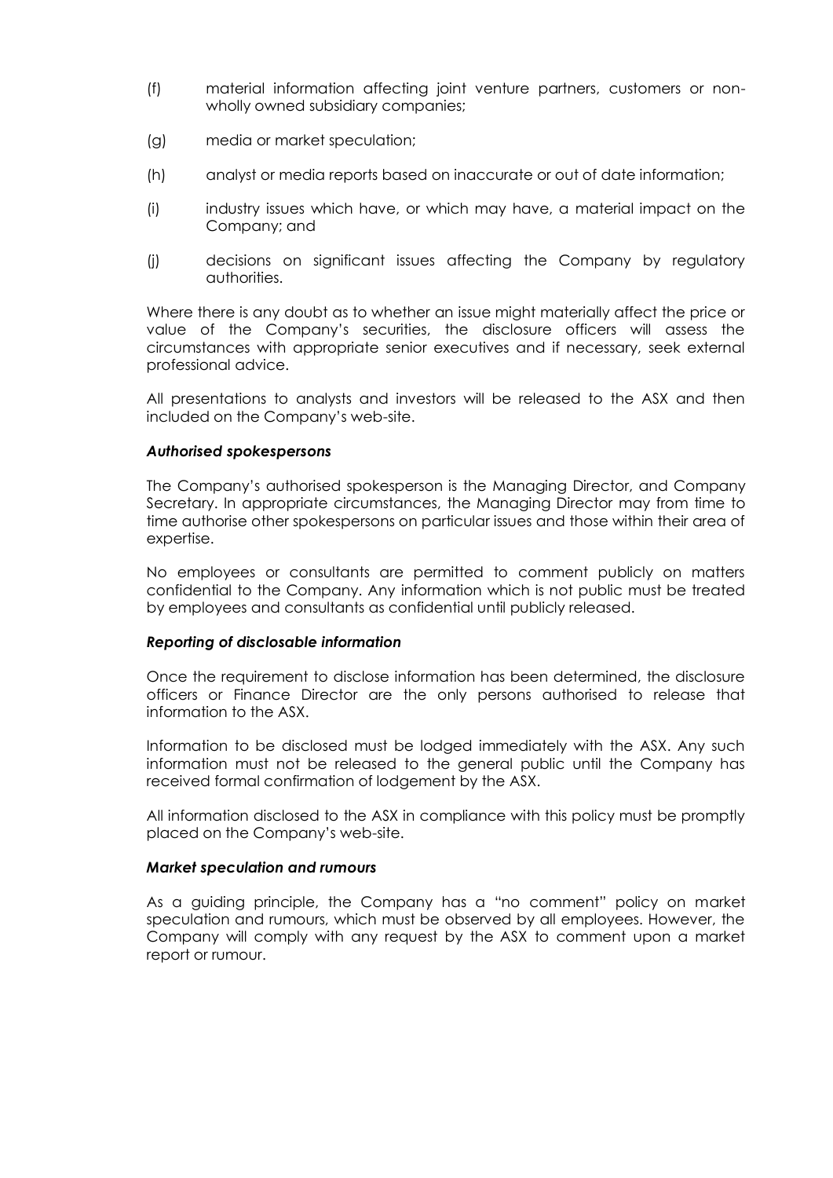(f) material information affecting joint venture partners, customers or non-wholly owned subsidiary companies;

(g) media or market speculation;

(h) analyst or media reports based on inaccurate or out of date information;

(i) industry issues which have, or which may have, a material impact on the Company; and

(j) decisions on significant issues affecting the Company by regulatory authorities.

Where there is any doubt as to whether an issue might materially affect the price or value of the Company's securities, the disclosure officers will assess the circumstances with appropriate senior executives and if necessary, seek external professional advice.

All presentations to analysts and investors will be released to the ASX and then included on the Company's web-site.

***Authorised spokespersons***

The Company's authorised spokesperson is the Managing Director, and Company Secretary. In appropriate circumstances, the Managing Director may from time to time authorise other spokespersons on particular issues and those within their area of expertise.

No employees or consultants are permitted to comment publicly on matters confidential to the Company. Any information which is not public must be treated by employees and consultants as confidential until publicly released.

***Reporting of disclosable information***

Once the requirement to disclose information has been determined, the disclosure officers or Finance Director are the only persons authorised to release that information to the ASX.

Information to be disclosed must be lodged immediately with the ASX. Any such information must not be released to the general public until the Company has received formal confirmation of lodgement by the ASX.

All information disclosed to the ASX in compliance with this policy must be promptly placed on the Company's web-site.

***Market speculation and rumours***

As a guiding principle, the Company has a "no comment" policy on market speculation and rumours, which must be observed by all employees. However, the Company will comply with any request by the ASX to comment upon a market report or rumour.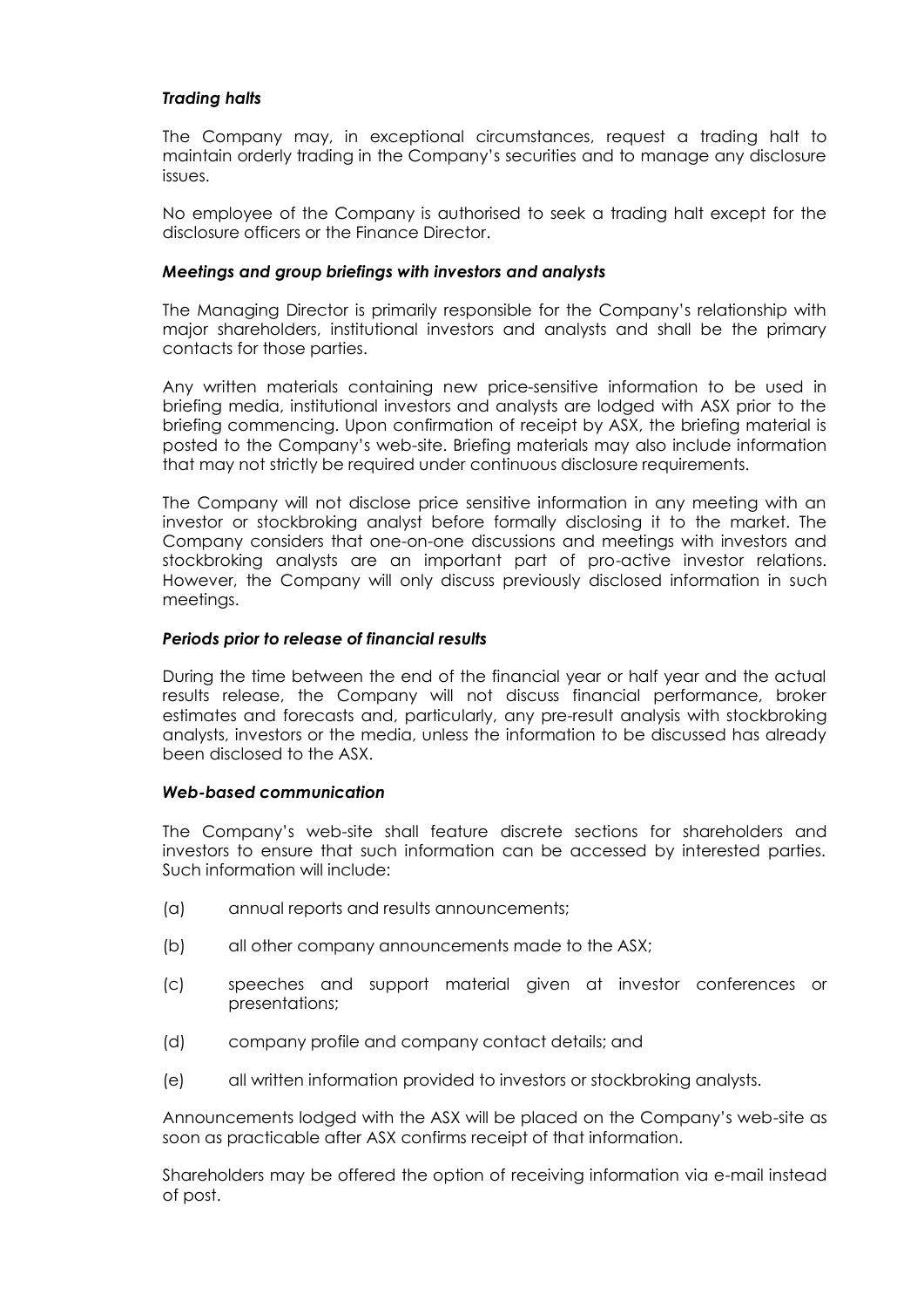### *Trading halts*

The Company may, in exceptional circumstances, request a trading halt to maintain orderly trading in the Company's securities and to manage any disclosure issues.

No employee of the Company is authorised to seek a trading halt except for the disclosure officers or the Finance Director.

### *Meetings and group briefings with investors and analysts*

The Managing Director is primarily responsible for the Company's relationship with major shareholders, institutional investors and analysts and shall be the primary contacts for those parties.

Any written materials containing new price-sensitive information to be used in briefing media, institutional investors and analysts are lodged with ASX prior to the briefing commencing. Upon confirmation of receipt by ASX, the briefing material is posted to the Company's web-site. Briefing materials may also include information that may not strictly be required under continuous disclosure requirements.

The Company will not disclose price sensitive information in any meeting with an investor or stockbroking analyst before formally disclosing it to the market. The Company considers that one-on-one discussions and meetings with investors and stockbroking analysts are an important part of pro-active investor relations. However, the Company will only discuss previously disclosed information in such meetings.

### *Periods prior to release of financial results*

During the time between the end of the financial year or half year and the actual results release, the Company will not discuss financial performance, broker estimates and forecasts and, particularly, any pre-result analysis with stockbroking analysts, investors or the media, unless the information to be discussed has already been disclosed to the ASX.

### *Web-based communication*

The Company's web-site shall feature discrete sections for shareholders and investors to ensure that such information can be accessed by interested parties. Such information will include:

(a) annual reports and results announcements;

(b) all other company announcements made to the ASX;

(c) speeches and support material given at investor conferences or presentations;

(d) company profile and company contact details; and

(e) all written information provided to investors or stockbroking analysts.

Announcements lodged with the ASX will be placed on the Company's web-site as soon as practicable after ASX confirms receipt of that information.

Shareholders may be offered the option of receiving information via e-mail instead of post.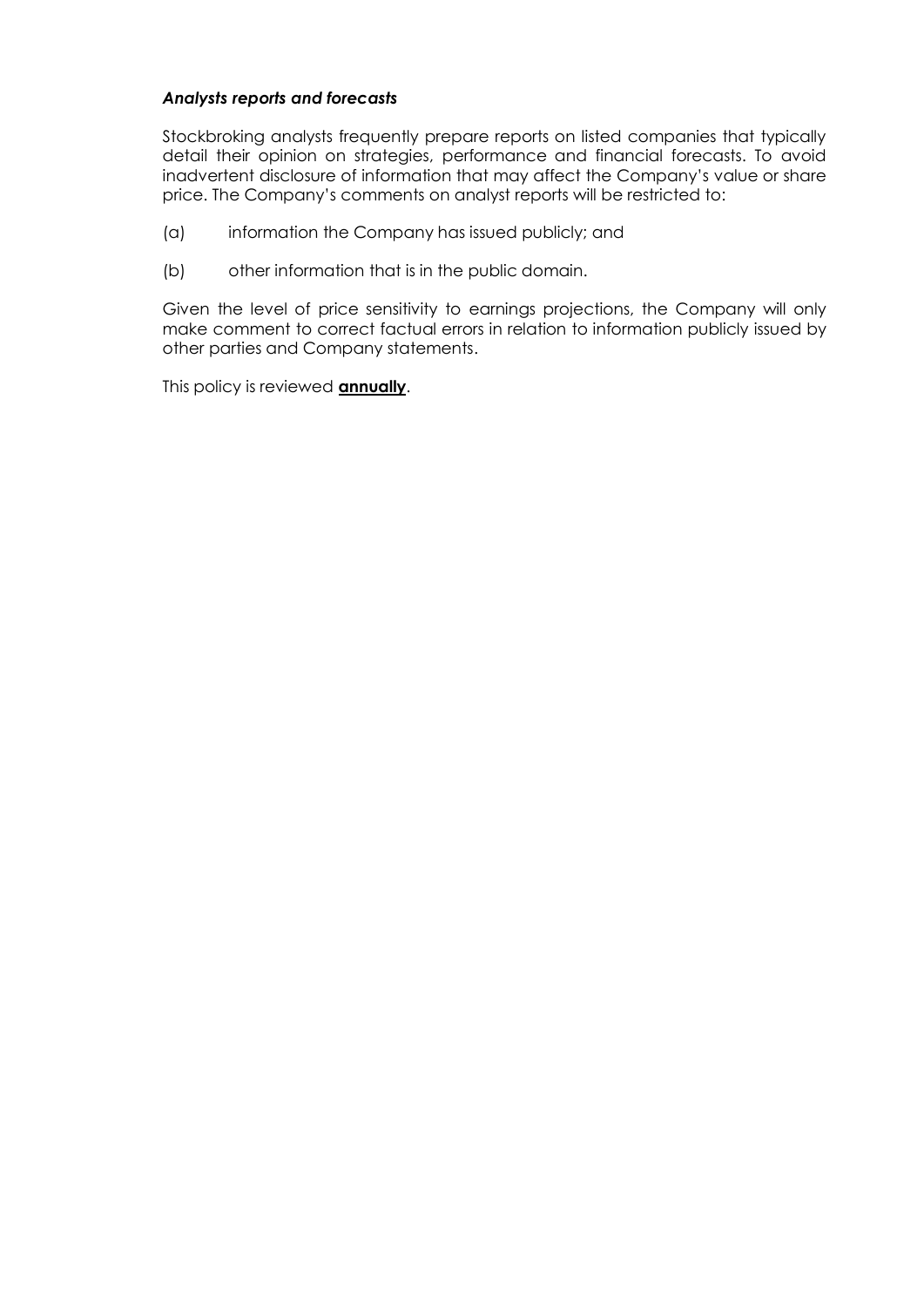***Analysts reports and forecasts***

Stockbroking analysts frequently prepare reports on listed companies that typically detail their opinion on strategies, performance and financial forecasts. To avoid inadvertent disclosure of information that may affect the Company's value or share price. The Company's comments on analyst reports will be restricted to:

(a) information the Company has issued publicly; and

(b) other information that is in the public domain.

Given the level of price sensitivity to earnings projections, the Company will only make comment to correct factual errors in relation to information publicly issued by other parties and Company statements.

This policy is reviewed **annually**.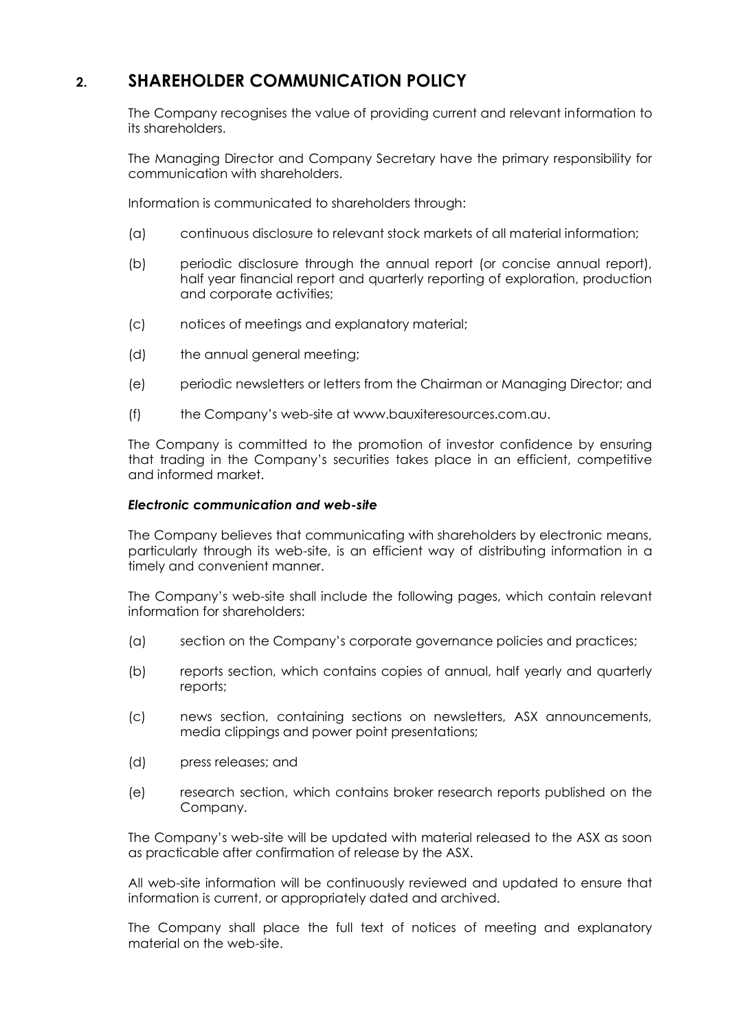## 2. SHAREHOLDER COMMUNICATION POLICY

The Company recognises the value of providing current and relevant information to its shareholders.

The Managing Director and Company Secretary have the primary responsibility for communication with shareholders.

Information is communicated to shareholders through:

(a) continuous disclosure to relevant stock markets of all material information;

(b) periodic disclosure through the annual report (or concise annual report), half year financial report and quarterly reporting of exploration, production and corporate activities;

(c) notices of meetings and explanatory material;

(d) the annual general meeting;

(e) periodic newsletters or letters from the Chairman or Managing Director; and

(f) the Company's web-site at www.bauxiteresources.com.au.

The Company is committed to the promotion of investor confidence by ensuring that trading in the Company's securities takes place in an efficient, competitive and informed market.

***Electronic communication and web-site***

The Company believes that communicating with shareholders by electronic means, particularly through its web-site, is an efficient way of distributing information in a timely and convenient manner.

The Company's web-site shall include the following pages, which contain relevant information for shareholders:

(a) section on the Company's corporate governance policies and practices;

(b) reports section, which contains copies of annual, half yearly and quarterly reports;

(c) news section, containing sections on newsletters, ASX announcements, media clippings and power point presentations;

(d) press releases; and

(e) research section, which contains broker research reports published on the Company.

The Company's web-site will be updated with material released to the ASX as soon as practicable after confirmation of release by the ASX.

All web-site information will be continuously reviewed and updated to ensure that information is current, or appropriately dated and archived.

The Company shall place the full text of notices of meeting and explanatory material on the web-site.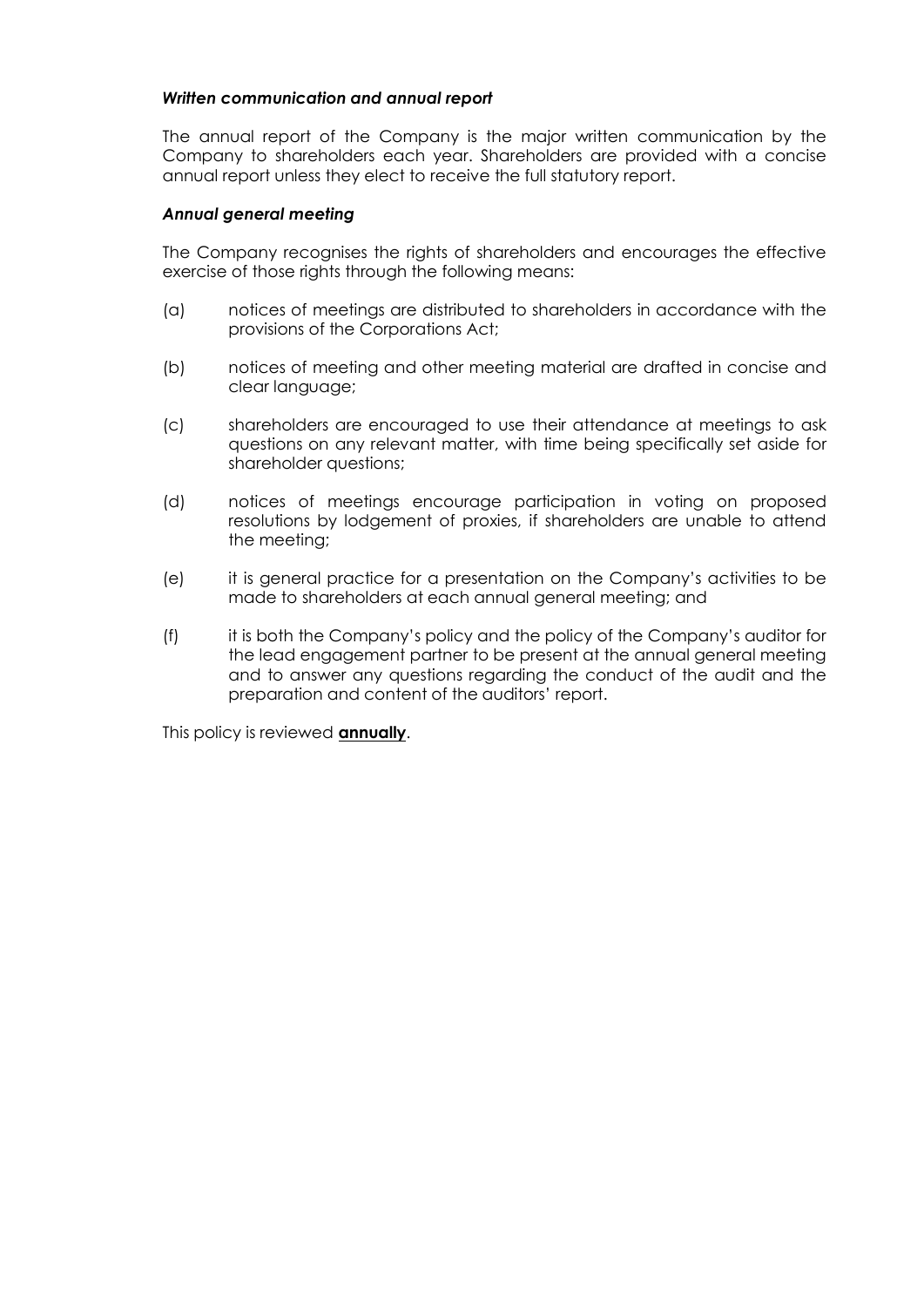***Written communication and annual report***

The annual report of the Company is the major written communication by the Company to shareholders each year. Shareholders are provided with a concise annual report unless they elect to receive the full statutory report.

***Annual general meeting***

The Company recognises the rights of shareholders and encourages the effective exercise of those rights through the following means:

(a) notices of meetings are distributed to shareholders in accordance with the provisions of the Corporations Act;

(b) notices of meeting and other meeting material are drafted in concise and clear language;

(c) shareholders are encouraged to use their attendance at meetings to ask questions on any relevant matter, with time being specifically set aside for shareholder questions;

(d) notices of meetings encourage participation in voting on proposed resolutions by lodgement of proxies, if shareholders are unable to attend the meeting;

(e) it is general practice for a presentation on the Company's activities to be made to shareholders at each annual general meeting; and

(f) it is both the Company's policy and the policy of the Company's auditor for the lead engagement partner to be present at the annual general meeting and to answer any questions regarding the conduct of the audit and the preparation and content of the auditors' report.

This policy is reviewed **annually**.